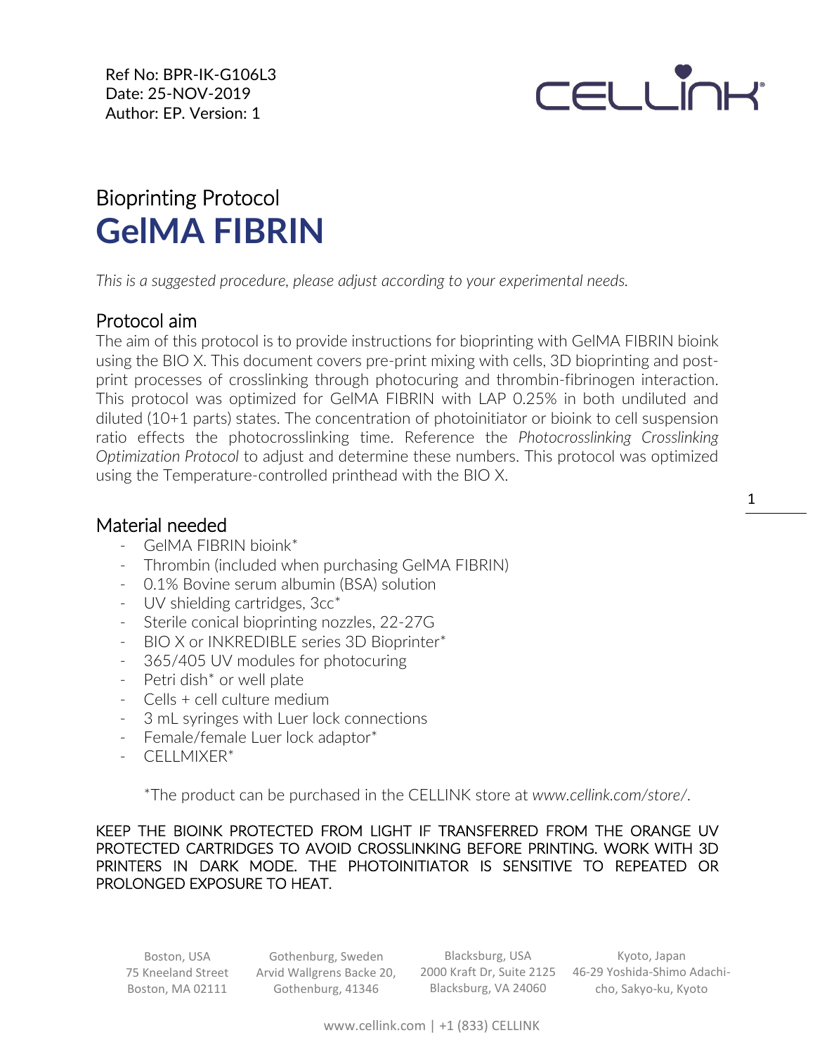Ref No: BPR-IK-G106L3
Date: 25-NOV-2019
Author: EP. Version: 1

# Bioprinting Protocol
# **GelMA FIBRIN**

*This is a suggested procedure, please adjust according to your experimental needs.*

## Protocol aim

The aim of this protocol is to provide instructions for bioprinting with GelMA FIBRIN bioink using the BIO X. This document covers pre-print mixing with cells, 3D bioprinting and post-print processes of crosslinking through photocuring and thrombin-fibrinogen interaction. This protocol was optimized for GelMA FIBRIN with LAP 0.25% in both undiluted and diluted (10+1 parts) states. The concentration of photoinitiator or bioink to cell suspension ratio effects the photocrosslinking time. Reference the *Photocrosslinking Crosslinking Optimization Protocol* to adjust and determine these numbers. This protocol was optimized using the Temperature-controlled printhead with the BIO X.

## Material needed

- GelMA FIBRIN bioink*
- Thrombin (included when purchasing GelMA FIBRIN)
- 0.1% Bovine serum albumin (BSA) solution
- UV shielding cartridges, 3cc*
- Sterile conical bioprinting nozzles, 22-27G
- BIO X or INKREDIBLE series 3D Bioprinter*
- 365/405 UV modules for photocuring
- Petri dish* or well plate
- Cells + cell culture medium
- 3 mL syringes with Luer lock connections
- Female/female Luer lock adaptor*
- CELLMIXER*

*The product can be purchased in the CELLINK store at *www.cellink.com/store/*.

KEEP THE BIOINK PROTECTED FROM LIGHT IF TRANSFERRED FROM THE ORANGE UV PROTECTED CARTRIDGES TO AVOID CROSSLINKING BEFORE PRINTING. WORK WITH 3D PRINTERS IN DARK MODE. THE PHOTOINITIATOR IS SENSITIVE TO REPEATED OR PROLONGED EXPOSURE TO HEAT.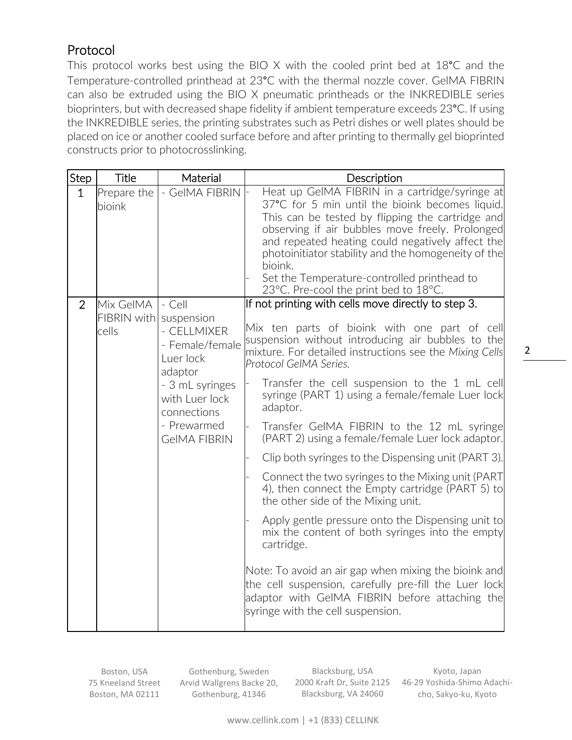## Protocol

This protocol works best using the BIO X with the cooled print bed at 18°C and the Temperature-controlled printhead at 23°C with the thermal nozzle cover. GelMA FIBRIN can also be extruded using the BIO X pneumatic printheads or the INKREDIBLE series bioprinters, but with decreased shape fidelity if ambient temperature exceeds 23°C. If using the INKREDIBLE series, the printing substrates such as Petri dishes or well plates should be placed on ice or another cooled surface before and after printing to thermally gel bioprinted constructs prior to photocrosslinking.

| Step | Title | Material | Description |
|---|---|---|---|
| 1 | Prepare the bioink | - GelMA FIBRIN | - Heat up GelMA FIBRIN in a cartridge/syringe at 37°C for 5 min until the bioink becomes liquid. This can be tested by flipping the cartridge and observing if air bubbles move freely. Prolonged and repeated heating could negatively affect the photoinitiator stability and the homogeneity of the bioink.<br>- Set the Temperature-controlled printhead to 23°C. Pre-cool the print bed to 18°C. |
| 2 | Mix GelMA FIBRIN with cells | - Cell suspension<br>- CELLMIXER<br>- Female/female Luer lock adaptor<br>- 3 mL syringes with Luer lock connections<br>- Prewarmed GelMA FIBRIN | If not printing with cells move directly to step 3.<br><br>Mix ten parts of bioink with one part of cell suspension without introducing air bubbles to the mixture. For detailed instructions see the *Mixing Cells Protocol GelMA Series.*<br><br>- Transfer the cell suspension to the 1 mL cell syringe (PART 1) using a female/female Luer lock adaptor.<br>- Transfer GelMA FIBRIN to the 12 mL syringe (PART 2) using a female/female Luer lock adaptor.<br>- Clip both syringes to the Dispensing unit (PART 3).<br>- Connect the two syringes to the Mixing unit (PART 4), then connect the Empty cartridge (PART 5) to the other side of the Mixing unit.<br>- Apply gentle pressure onto the Dispensing unit to mix the content of both syringes into the empty cartridge.<br><br>Note: To avoid an air gap when mixing the bioink and the cell suspension, carefully pre-fill the Luer lock adaptor with GelMA FIBRIN before attaching the syringe with the cell suspension. |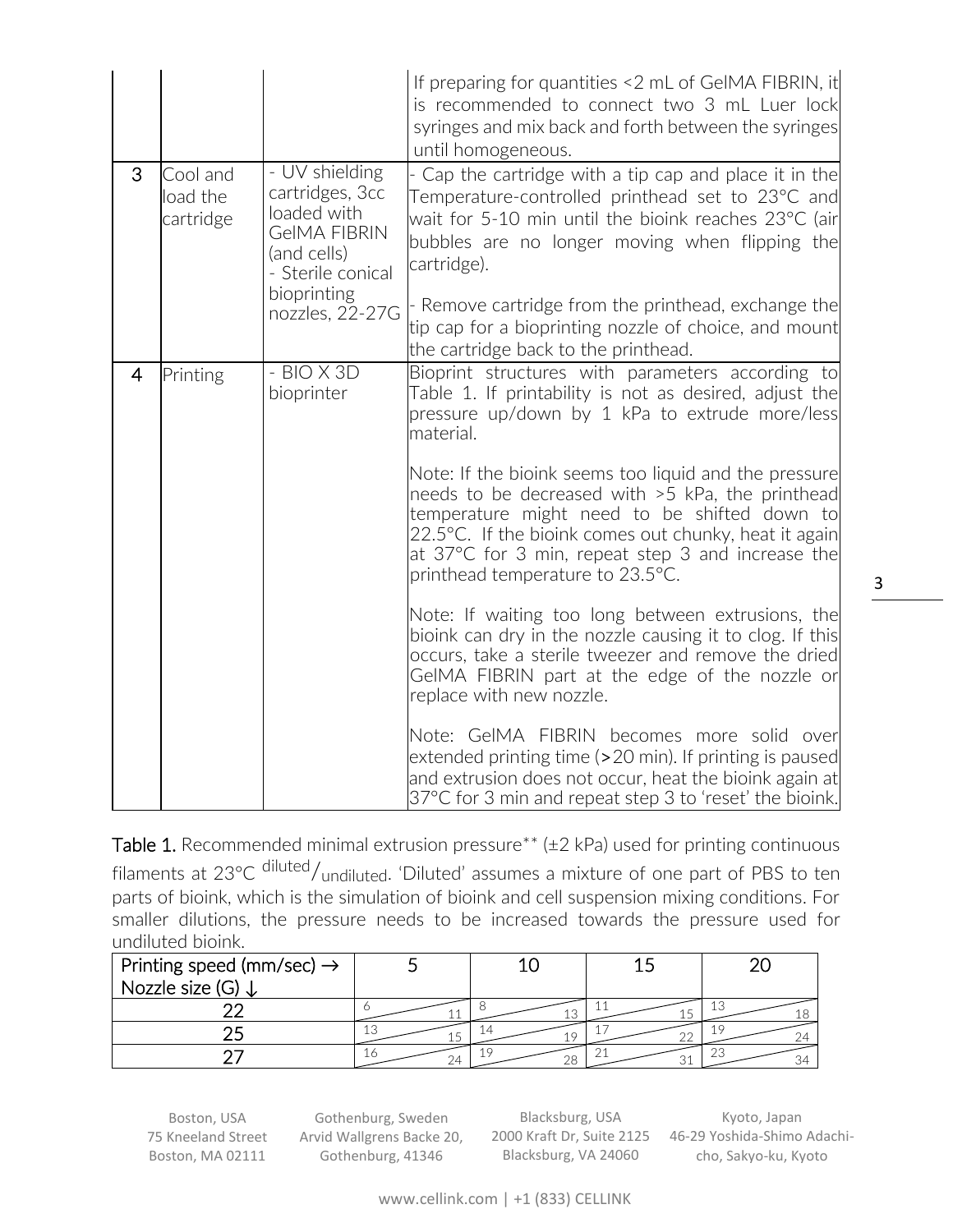| | | | If preparing for quantities <2 mL of GelMA FIBRIN, it is recommended to connect two 3 mL Luer lock syringes and mix back and forth between the syringes until homogeneous. |
|---|---|---|---|
| 3 | Cool and load the cartridge | - UV shielding cartridges, 3cc loaded with GelMA FIBRIN (and cells)<br>- Sterile conical bioprinting nozzles, 22-27G | - Cap the cartridge with a tip cap and place it in the Temperature-controlled printhead set to 23°C and wait for 5-10 min until the bioink reaches 23°C (air bubbles are no longer moving when flipping the cartridge).<br><br>- Remove cartridge from the printhead, exchange the tip cap for a bioprinting nozzle of choice, and mount the cartridge back to the printhead. |
| 4 | Printing | - BIO X 3D bioprinter | Bioprint structures with parameters according to Table 1. If printability is not as desired, adjust the pressure up/down by 1 kPa to extrude more/less material.<br><br>Note: If the bioink seems too liquid and the pressure needs to be decreased with >5 kPa, the printhead temperature might need to be shifted down to 22.5°C. If the bioink comes out chunky, heat it again at 37°C for 3 min, repeat step 3 and increase the printhead temperature to 23.5°C.<br><br>Note: If waiting too long between extrusions, the bioink can dry in the nozzle causing it to clog. If this occurs, take a sterile tweezer and remove the dried GelMA FIBRIN part at the edge of the nozzle or replace with new nozzle.<br><br>Note: GelMA FIBRIN becomes more solid over extended printing time (>20 min). If printing is paused and extrusion does not occur, heat the bioink again at 37°C for 3 min and repeat step 3 to 'reset' the bioink. |

**Table 1.** Recommended minimal extrusion pressure** (±2 kPa) used for printing continuous filaments at 23°C $^{\text{diluted}}/_{\text{undiluted}}$. 'Diluted' assumes a mixture of one part of PBS to ten parts of bioink, which is the simulation of bioink and cell suspension mixing conditions. For smaller dilutions, the pressure needs to be increased towards the pressure used for undiluted bioink.

| Printing speed (mm/sec) → <br> Nozzle size (G) ↓ | 5 | 10 | 15 | 20 |
|---|---|---|---|---|
| 22 | 6/11 | 8/13 | 11/15 | 13/18 |
| 25 | 13/15 | 14/19 | 17/22 | 19/24 |
| 27 | 16/24 | 19/28 | 21/31 | 23/34 |

Boston, USA
75 Kneeland Street
Boston, MA 02111

Gothenburg, Sweden
Arvid Wallgrens Backe 20,
Gothenburg, 41346

Blacksburg, USA
2000 Kraft Dr, Suite 2125
Blacksburg, VA 24060

Kyoto, Japan
46-29 Yoshida-Shimo Adachi-cho, Sakyo-ku, Kyoto

www.cellink.com | +1 (833) CELLINK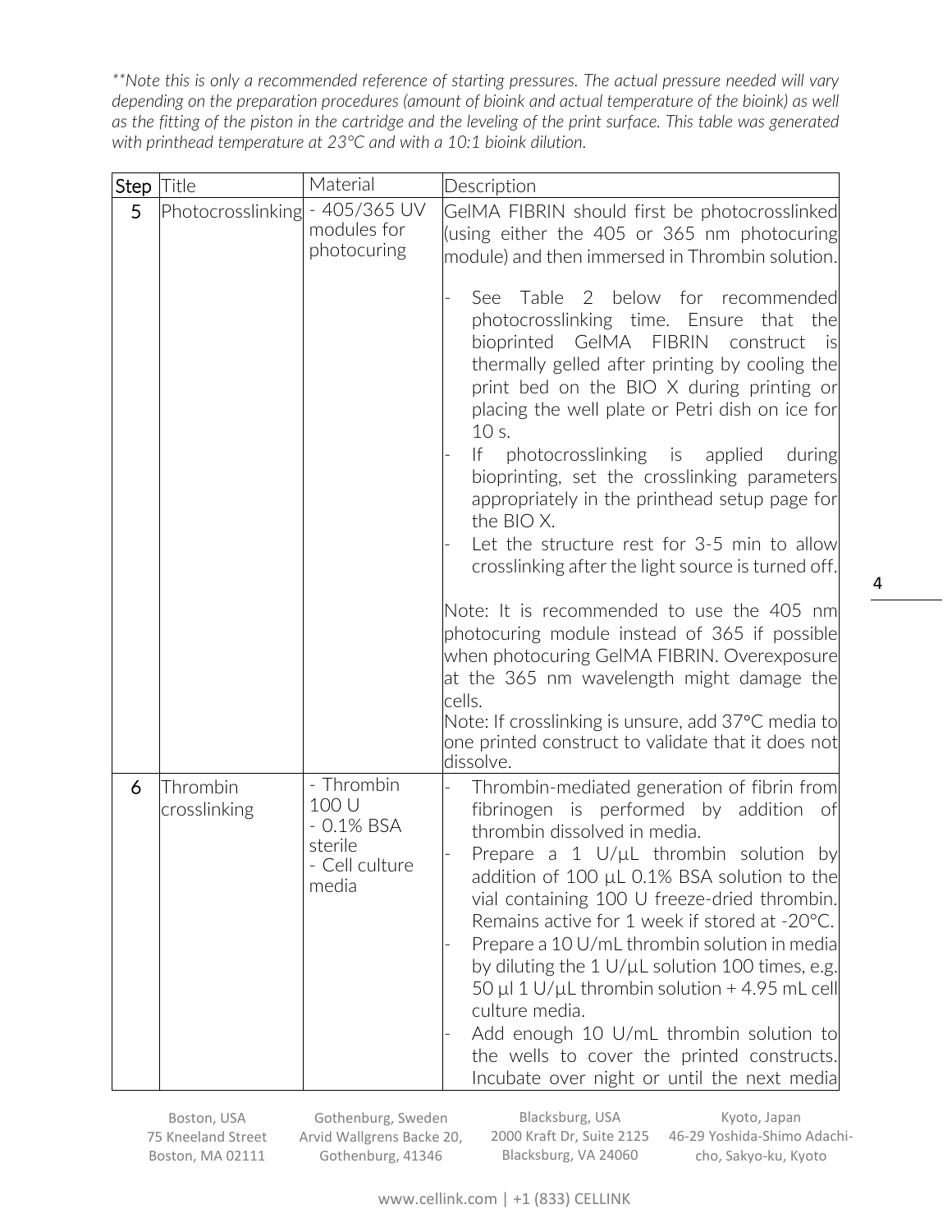*\*\*Note this is only a recommended reference of starting pressures. The actual pressure needed will vary depending on the preparation procedures (amount of bioink and actual temperature of the bioink) as well as the fitting of the piston in the cartridge and the leveling of the print surface. This table was generated with printhead temperature at 23°C and with a 10:1 bioink dilution.*

| Step | Title | Material | Description |
|---|---|---|---|
| 5 | Photocrosslinking | - 405/365 UV modules for photocuring | GelMA FIBRIN should first be photocrosslinked (using either the 405 or 365 nm photocuring module) and then immersed in Thrombin solution.<br>- See Table 2 below for recommended photocrosslinking time. Ensure that the bioprinted GelMA FIBRIN construct is thermally gelled after printing by cooling the print bed on the BIO X during printing or placing the well plate or Petri dish on ice for 10 s.<br>- If photocrosslinking is applied during bioprinting, set the crosslinking parameters appropriately in the printhead setup page for the BIO X.<br>- Let the structure rest for 3-5 min to allow crosslinking after the light source is turned off.<br><br>Note: It is recommended to use the 405 nm photocuring module instead of 365 if possible when photocuring GelMA FIBRIN. Overexposure at the 365 nm wavelength might damage the cells.<br>Note: If crosslinking is unsure, add 37°C media to one printed construct to validate that it does not dissolve. |
| 6 | Thrombin crosslinking | - Thrombin 100 U<br>- 0.1% BSA sterile<br>- Cell culture media | - Thrombin-mediated generation of fibrin from fibrinogen is performed by addition of thrombin dissolved in media.<br>- Prepare a 1 U/µL thrombin solution by addition of 100 µL 0.1% BSA solution to the vial containing 100 U freeze-dried thrombin. Remains active for 1 week if stored at -20°C.<br>- Prepare a 10 U/mL thrombin solution in media by diluting the 1 U/µL solution 100 times, e.g. 50 µl 1 U/µL thrombin solution + 4.95 mL cell culture media.<br>- Add enough 10 U/mL thrombin solution to the wells to cover the printed constructs. Incubate over night or until the next media |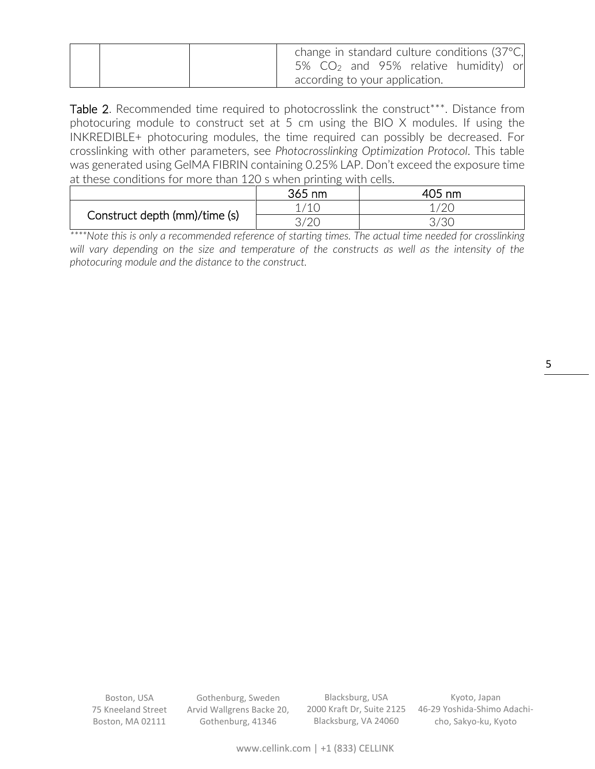| | | | |
|---|---|---|---|
| | | | change in standard culture conditions (37°C, 5% $CO_2$ and 95% relative humidity) or according to your application. |

**Table 2**. Recommended time required to photocrosslink the construct***. Distance from photocuring module to construct set at 5 cm using the BIO X modules. If using the INKREDIBLE+ photocuring modules, the time required can possibly be decreased. For crosslinking with other parameters, see *Photocrosslinking Optimization Protocol*. This table was generated using GelMA FIBRIN containing 0.25% LAP. Don't exceed the exposure time at these conditions for more than 120 s when printing with cells.

| | 365 nm | 405 nm |
|---|---|---|
| Construct depth (mm)/time (s) | 1/10 | 1/20 |
| | 3/20 | 3/30 |

*\*\*\*\*Note this is only a recommended reference of starting times. The actual time needed for crosslinking will vary depending on the size and temperature of the constructs as well as the intensity of the photocuring module and the distance to the construct.*

Boston, USA
75 Kneeland Street
Boston, MA 02111

Gothenburg, Sweden
Arvid Wallgrens Backe 20,
Gothenburg, 41346

Blacksburg, USA
2000 Kraft Dr, Suite 2125
Blacksburg, VA 24060

Kyoto, Japan
46-29 Yoshida-Shimo Adachi-cho, Sakyo-ku, Kyoto

www.cellink.com | +1 (833) CELLINK